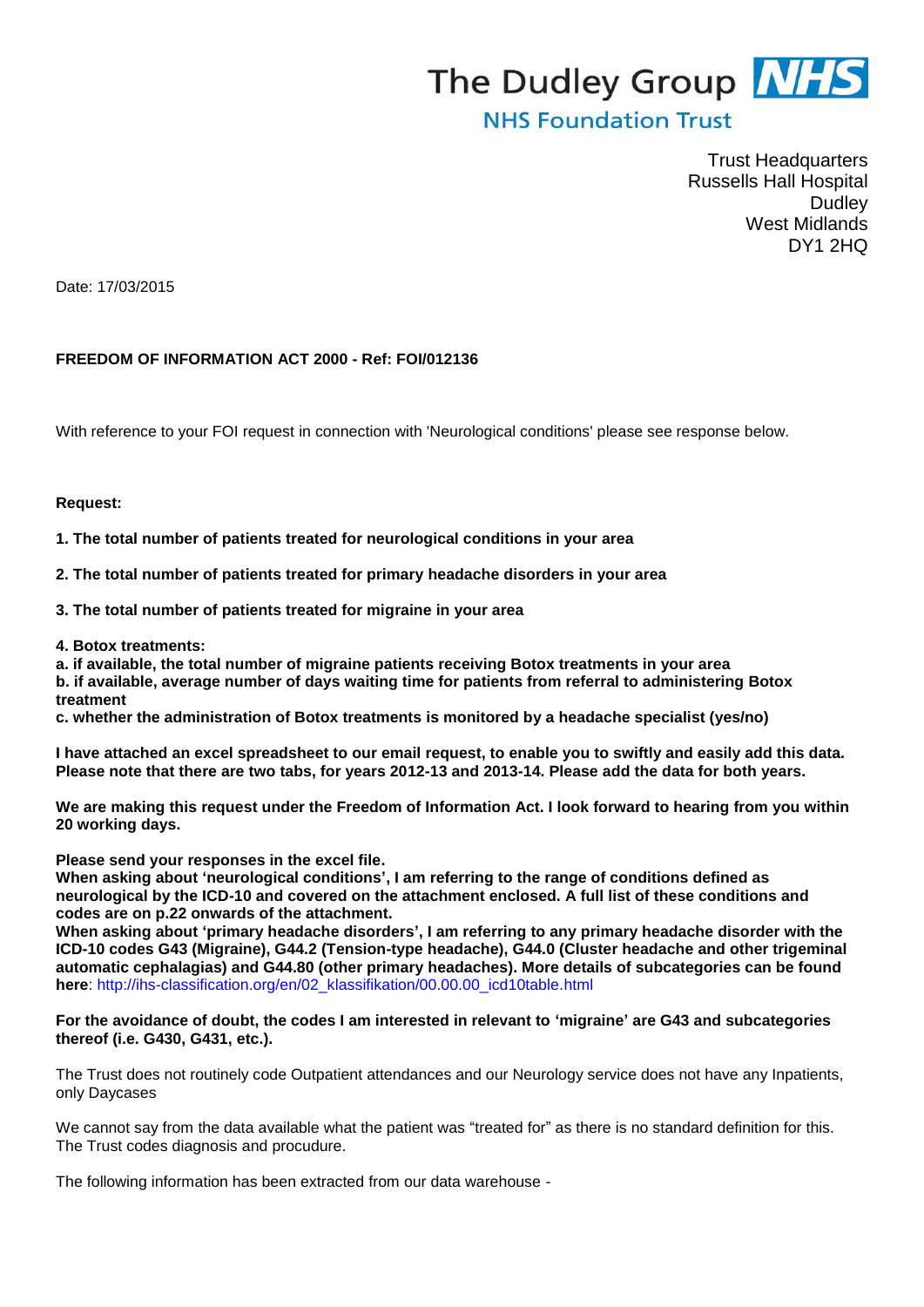The Dudley Group **NHS**

NHS Foundation Trust

Trust Headquarters
Russells Hall Hospital
Dudley
West Midlands
DY1 2HQ

Date: 17/03/2015

**FREEDOM OF INFORMATION ACT 2000 - Ref: FOI/012136**

With reference to your FOI request in connection with 'Neurological conditions' please see response below.

**Request:**

**1. The total number of patients treated for neurological conditions in your area**

**2. The total number of patients treated for primary headache disorders in your area**

**3. The total number of patients treated for migraine in your area**

**4. Botox treatments:**
**a. if available, the total number of migraine patients receiving Botox treatments in your area**
**b. if available, average number of days waiting time for patients from referral to administering Botox treatment**
**c. whether the administration of Botox treatments is monitored by a headache specialist (yes/no)**

**I have attached an excel spreadsheet to our email request, to enable you to swiftly and easily add this data. Please note that there are two tabs, for years 2012-13 and 2013-14. Please add the data for both years.**

**We are making this request under the Freedom of Information Act. I look forward to hearing from you within 20 working days.**

**Please send your responses in the excel file.**
**When asking about 'neurological conditions', I am referring to the range of conditions defined as neurological by the ICD-10 and covered on the attachment enclosed. A full list of these conditions and codes are on p.22 onwards of the attachment.**
**When asking about 'primary headache disorders', I am referring to any primary headache disorder with the ICD-10 codes G43 (Migraine), G44.2 (Tension-type headache), G44.0 (Cluster headache and other trigeminal automatic cephalagias) and G44.80 (other primary headaches). More details of subcategories can be found here**: http://ihs-classification.org/en/02_klassifikation/00.00.00_icd10table.html

**For the avoidance of doubt, the codes I am interested in relevant to 'migraine' are G43 and subcategories thereof (i.e. G430, G431, etc.).**

The Trust does not routinely code Outpatient attendances and our Neurology service does not have any Inpatients, only Daycases

We cannot say from the data available what the patient was "treated for" as there is no standard definition for this. The Trust codes diagnosis and procudure.

The following information has been extracted from our data warehouse -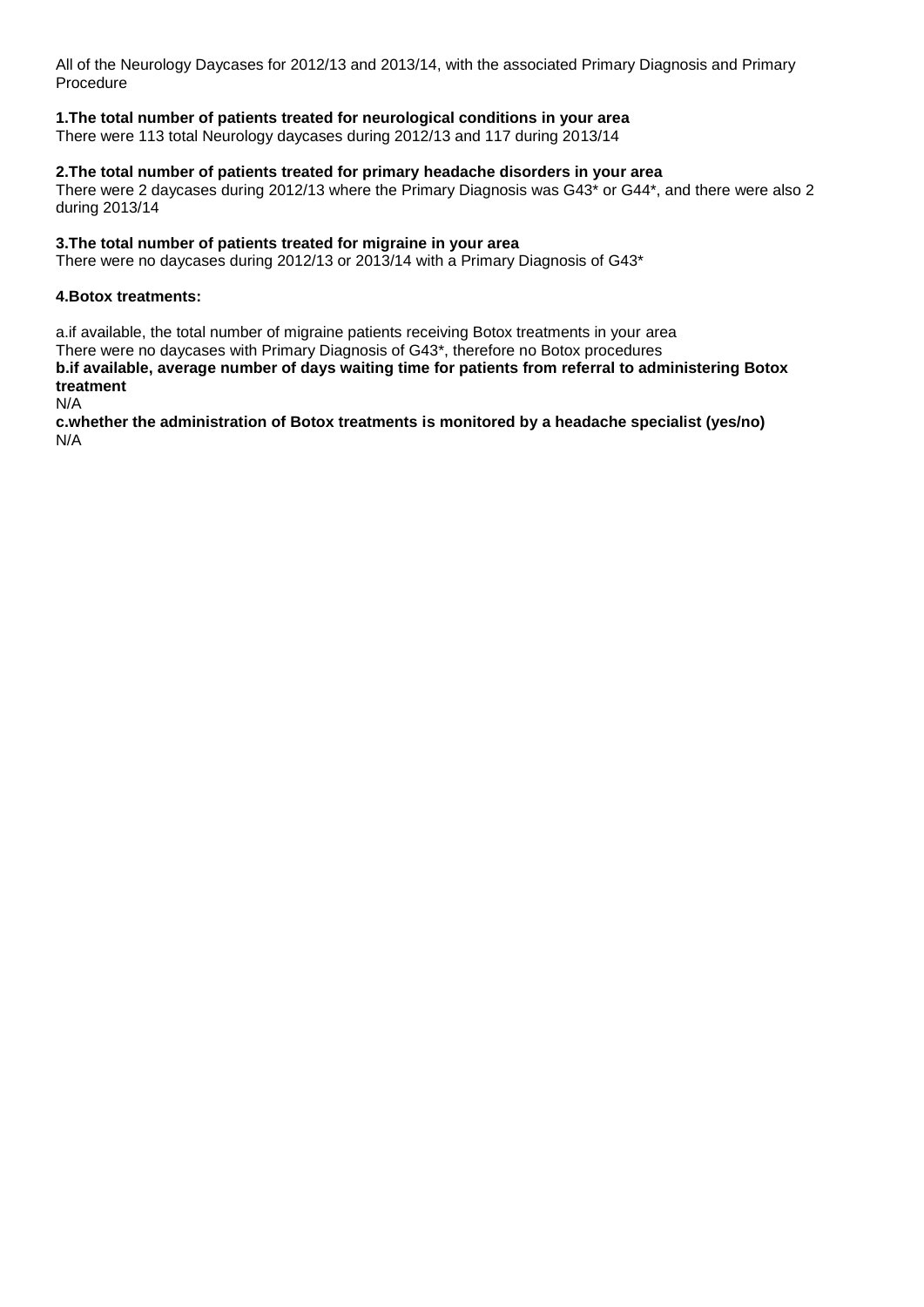All of the Neurology Daycases for 2012/13 and 2013/14, with the associated Primary Diagnosis and Primary Procedure

**1.The total number of patients treated for neurological conditions in your area**
There were 113 total Neurology daycases during 2012/13 and 117 during 2013/14

**2.The total number of patients treated for primary headache disorders in your area**
There were 2 daycases during 2012/13 where the Primary Diagnosis was G43* or G44*, and there were also 2 during 2013/14

**3.The total number of patients treated for migraine in your area**
There were no daycases during 2012/13 or 2013/14 with a Primary Diagnosis of G43*

**4.Botox treatments:**

a.if available, the total number of migraine patients receiving Botox treatments in your area
There were no daycases with Primary Diagnosis of G43*, therefore no Botox procedures
**b.if available, average number of days waiting time for patients from referral to administering Botox treatment**
N/A
**c.whether the administration of Botox treatments is monitored by a headache specialist (yes/no)**
N/A